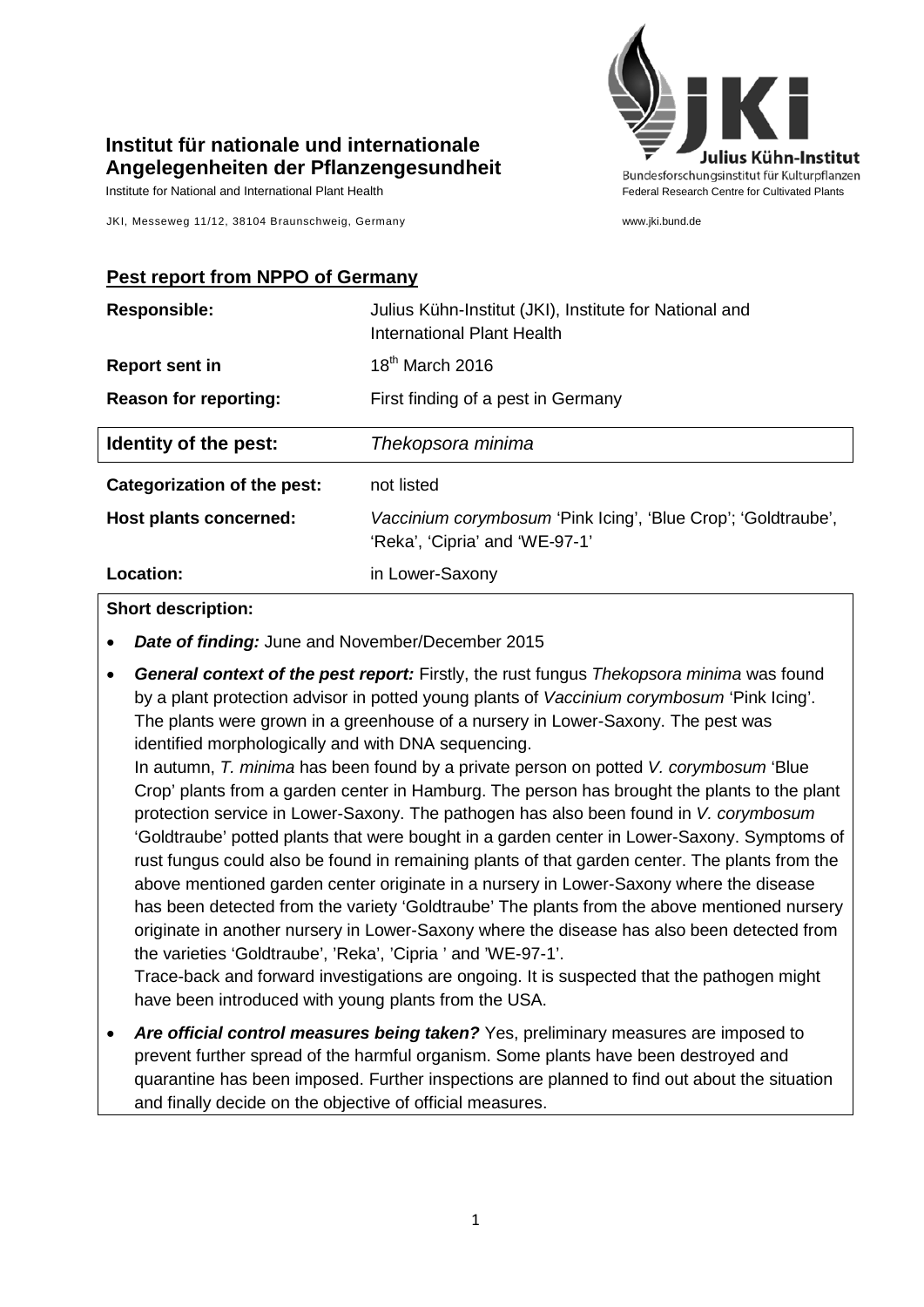**Institut für nationale und internationale Angelegenheiten der Pflanzengesundheit**

Institute for National and International Plant Health

JKI, Messeweg 11/12, 38104 Braunschweig, Germany

Julius Kühn-Institut
Bundesforschungsinstitut für Kulturpflanzen
Federal Research Centre for Cultivated Plants

www.jki.bund.de

## Pest report from NPPO of Germany

| | |
|---|---|
| **Responsible:** | Julius Kühn-Institut (JKI), Institute for National and International Plant Health |
| **Report sent in** | 18th March 2016 |
| **Reason for reporting:** | First finding of a pest in Germany |
| **Identity of the pest:** | *Thekopsora minima* |
| **Categorization of the pest:** | not listed |
| **Host plants concerned:** | *Vaccinium corymbosum* 'Pink Icing', 'Blue Crop'; 'Goldtraube', 'Reka', 'Cipria' and 'WE-97-1' |
| **Location:** | in Lower-Saxony |

**Short description:**

- ***Date of finding:*** June and November/December 2015
- ***General context of the pest report:*** Firstly, the rust fungus *Thekopsora minima* was found by a plant protection advisor in potted young plants of *Vaccinium corymbosum* 'Pink Icing'. The plants were grown in a greenhouse of a nursery in Lower-Saxony. The pest was identified morphologically and with DNA sequencing.
  In autumn, *T. minima* has been found by a private person on potted *V. corymbosum* 'Blue Crop' plants from a garden center in Hamburg. The person has brought the plants to the plant protection service in Lower-Saxony. The pathogen has also been found in *V. corymbosum* 'Goldtraube' potted plants that were bought in a garden center in Lower-Saxony. Symptoms of rust fungus could also be found in remaining plants of that garden center. The plants from the above mentioned garden center originate in a nursery in Lower-Saxony where the disease has been detected from the variety 'Goldtraube' The plants from the above mentioned nursery originate in another nursery in Lower-Saxony where the disease has also been detected from the varieties 'Goldtraube', 'Reka', 'Cipria ' and 'WE-97-1'.
  Trace-back and forward investigations are ongoing. It is suspected that the pathogen might have been introduced with young plants from the USA.
- ***Are official control measures being taken?*** Yes, preliminary measures are imposed to prevent further spread of the harmful organism. Some plants have been destroyed and quarantine has been imposed. Further inspections are planned to find out about the situation and finally decide on the objective of official measures.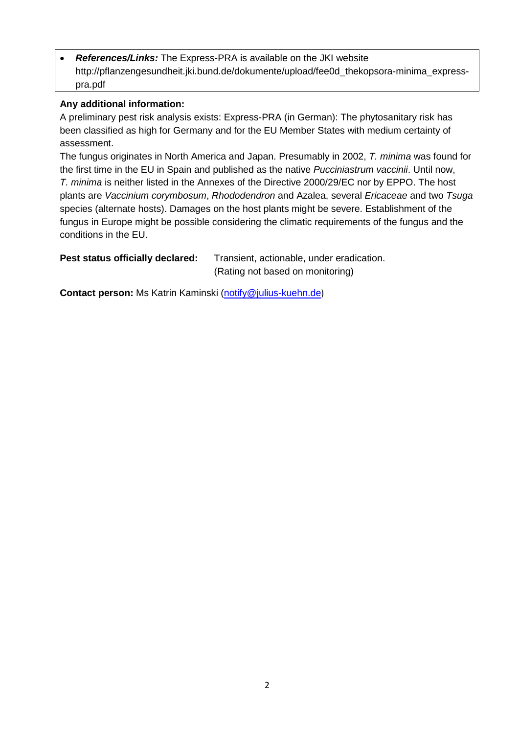- ***References/Links:*** The Express-PRA is available on the JKI website http://pflanzengesundheit.jki.bund.de/dokumente/upload/fee0d_thekopsora-minima_express-pra.pdf

**Any additional information:**

A preliminary pest risk analysis exists: Express-PRA (in German): The phytosanitary risk has been classified as high for Germany and for the EU Member States with medium certainty of assessment.

The fungus originates in North America and Japan. Presumably in 2002, *T. minima* was found for the first time in the EU in Spain and published as the native *Pucciniastrum vaccinii*. Until now, *T. minima* is neither listed in the Annexes of the Directive 2000/29/EC nor by EPPO. The host plants are *Vaccinium corymbosum*, *Rhododendron* and Azalea, several *Ericaceae* and two *Tsuga* species (alternate hosts). Damages on the host plants might be severe. Establishment of the fungus in Europe might be possible considering the climatic requirements of the fungus and the conditions in the EU.

**Pest status officially declared:** Transient, actionable, under eradication.
(Rating not based on monitoring)

**Contact person:** Ms Katrin Kaminski (notify@julius-kuehn.de)